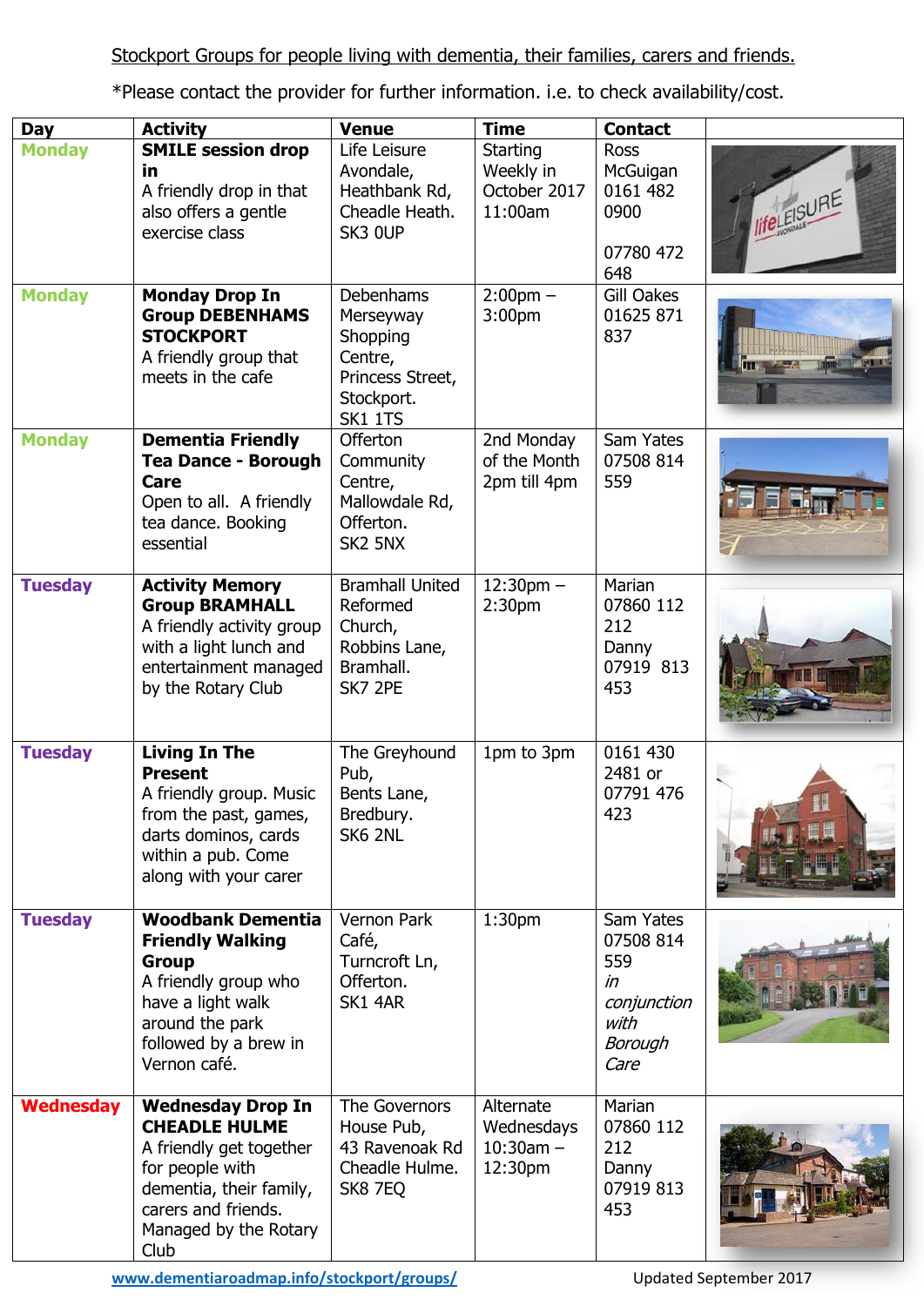Stockport Groups for people living with dementia, their families, carers and friends.

*Please contact the provider for further information. i.e. to check availability/cost.

| Day | Activity | Venue | Time | Contact | |
|---|---|---|---|---|---|
| Monday | **SMILE session drop in** A friendly drop in that also offers a gentle exercise class | Life Leisure Avondale, Heathbank Rd, Cheadle Heath. SK3 0UP | Starting Weekly in October 2017 11:00am | Ross McGuigan 0161 482 0900<br><br>07780 472 648 | |
| Monday | **Monday Drop In Group DEBENHAMS STOCKPORT** A friendly group that meets in the cafe | Debenhams Merseyway Shopping Centre, Princess Street, Stockport. SK1 1TS | 2:00pm – 3:00pm | Gill Oakes 01625 871 837 | |
| Monday | **Dementia Friendly Tea Dance - Borough Care** Open to all. A friendly tea dance. Booking essential | Offerton Community Centre, Mallowdale Rd, Offerton. SK2 5NX | 2nd Monday of the Month 2pm till 4pm | Sam Yates 07508 814 559 | |
| Tuesday | **Activity Memory Group BRAMHALL** A friendly activity group with a light lunch and entertainment managed by the Rotary Club | Bramhall United Reformed Church, Robbins Lane, Bramhall. SK7 2PE | 12:30pm – 2:30pm | Marian 07860 112 212<br>Danny 07919 813 453 | |
| Tuesday | **Living In The Present** A friendly group. Music from the past, games, darts dominos, cards within a pub. Come along with your carer | The Greyhound Pub, Bents Lane, Bredbury. SK6 2NL | 1pm to 3pm | 0161 430 2481 or 07791 476 423 | |
| Tuesday | **Woodbank Dementia Friendly Walking Group** A friendly group who have a light walk around the park followed by a brew in Vernon café. | Vernon Park Café, Turncroft Ln, Offerton. SK1 4AR | 1:30pm | Sam Yates 07508 814 559 *in conjunction with Borough Care* | |
| Wednesday | **Wednesday Drop In CHEADLE HULME** A friendly get together for people with dementia, their family, carers and friends. Managed by the Rotary Club | The Governors House Pub, 43 Ravenoak Rd Cheadle Hulme. SK8 7EQ | Alternate Wednesdays 10:30am – 12:30pm | Marian 07860 112 212<br>Danny 07919 813 453 | |

www.dementiaroadmap.info/stockport/groups/

Updated September 2017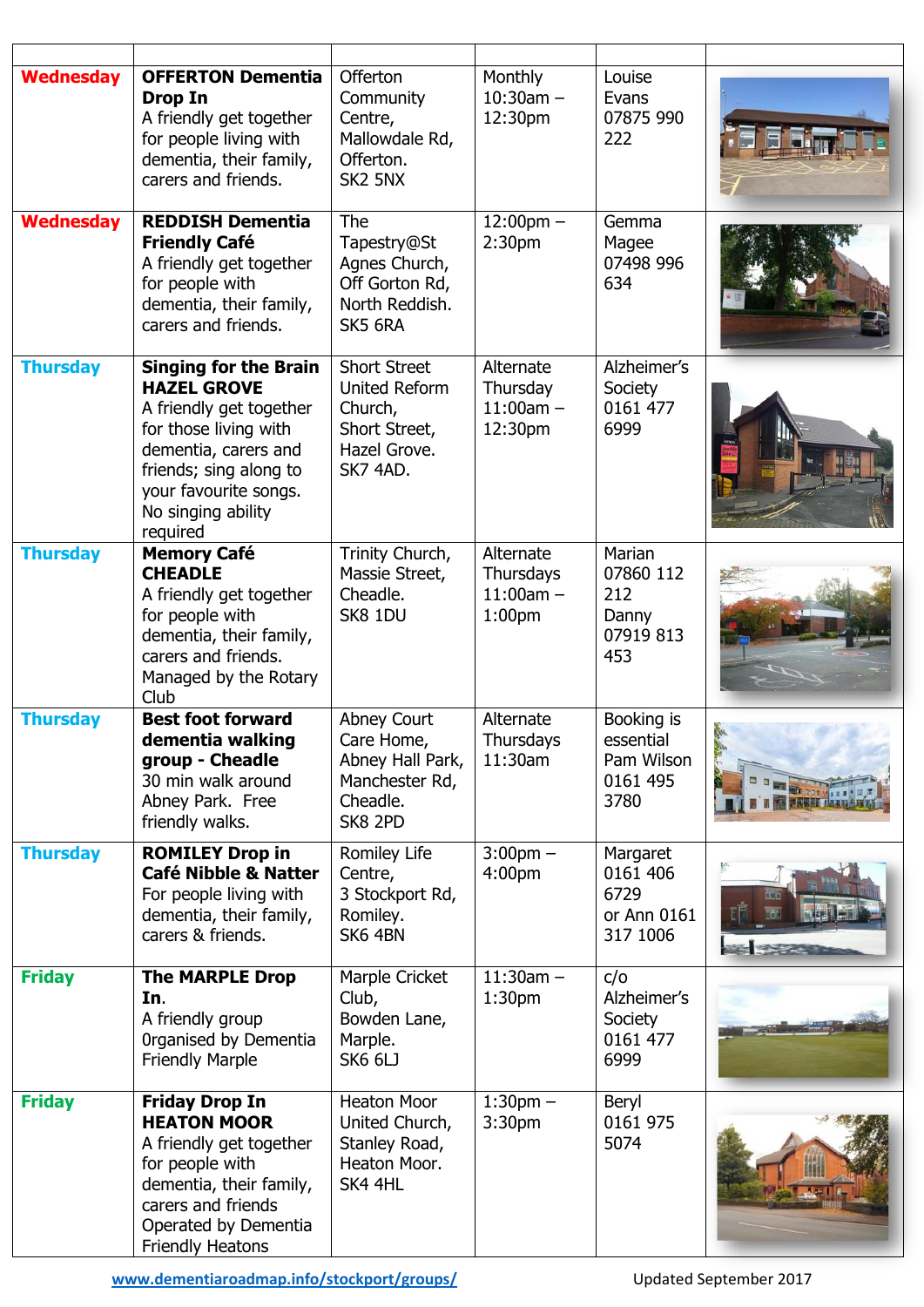| | | | | | |
|---|---|---|---|---|---|
| Wednesday | **OFFERTON Dementia Drop In** A friendly get together for people living with dementia, their family, carers and friends. | Offerton Community Centre, Mallowdale Rd, Offerton. SK2 5NX | Monthly 10:30am – 12:30pm | Louise Evans 07875 990 222 | |
| Wednesday | **REDDISH Dementia Friendly Café** A friendly get together for people with dementia, their family, carers and friends. | The Tapestry@St Agnes Church, Off Gorton Rd, North Reddish. SK5 6RA | 12:00pm – 2:30pm | Gemma Magee 07498 996 634 | |
| Thursday | **Singing for the Brain HAZEL GROVE** A friendly get together for those living with dementia, carers and friends; sing along to your favourite songs. No singing ability required | Short Street United Reform Church, Short Street, Hazel Grove. SK7 4AD. | Alternate Thursday 11:00am – 12:30pm | Alzheimer's Society 0161 477 6999 | |
| Thursday | **Memory Café CHEADLE** A friendly get together for people with dementia, their family, carers and friends. Managed by the Rotary Club | Trinity Church, Massie Street, Cheadle. SK8 1DU | Alternate Thursdays 11:00am – 1:00pm | Marian 07860 112 212 Danny 07919 813 453 | |
| Thursday | **Best foot forward dementia walking group - Cheadle** 30 min walk around Abney Park. Free friendly walks. | Abney Court Care Home, Abney Hall Park, Manchester Rd, Cheadle. SK8 2PD | Alternate Thursdays 11:30am | Booking is essential Pam Wilson 0161 495 3780 | |
| Thursday | **ROMILEY Drop in Café Nibble & Natter** For people living with dementia, their family, carers & friends. | Romiley Life Centre, 3 Stockport Rd, Romiley. SK6 4BN | 3:00pm – 4:00pm | Margaret 0161 406 6729 or Ann 0161 317 1006 | |
| Friday | **The MARPLE Drop In.** A friendly group 0rganised by Dementia Friendly Marple | Marple Cricket Club, Bowden Lane, Marple. SK6 6LJ | 11:30am – 1:30pm | c/o Alzheimer's Society 0161 477 6999 | |
| Friday | **Friday Drop In HEATON MOOR** A friendly get together for people with dementia, their family, carers and friends Operated by Dementia Friendly Heatons | Heaton Moor United Church, Stanley Road, Heaton Moor. SK4 4HL | 1:30pm – 3:30pm | Beryl 0161 975 5074 | |

www.dementiaroadmap.info/stockport/groups/

Updated September 2017